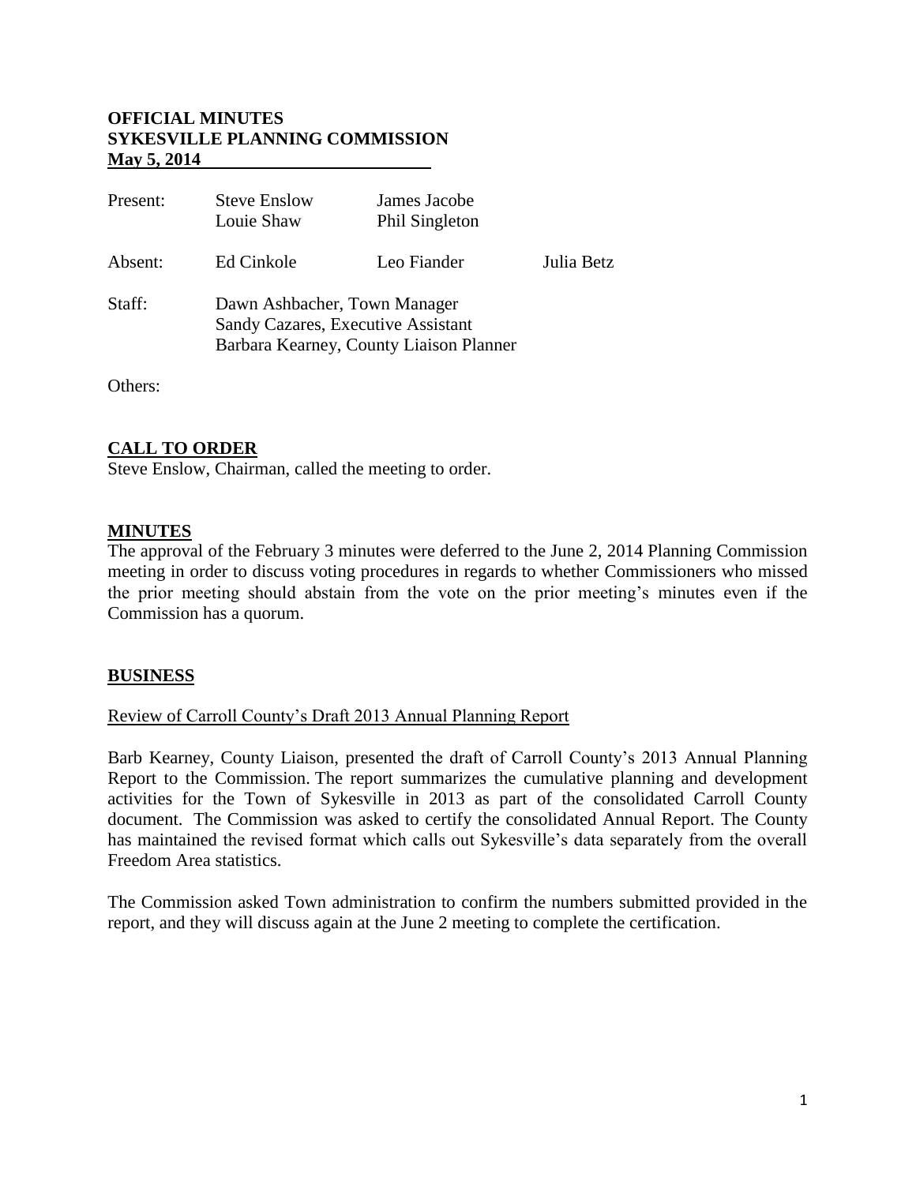**OFFICIAL MINUTES**
**SYKESVILLE PLANNING COMMISSION**
**May 5, 2014**

| | | | |
|---|---|---|---|
| Present: | Steve Enslow<br>Louie Shaw | James Jacobe<br>Phil Singleton | |
| Absent: | Ed Cinkole | Leo Fiander | Julia Betz |
| Staff: | Dawn Ashbacher, Town Manager<br>Sandy Cazares, Executive Assistant<br>Barbara Kearney, County Liaison Planner | | |

Others:

## CALL TO ORDER

Steve Enslow, Chairman, called the meeting to order.

## MINUTES

The approval of the February 3 minutes were deferred to the June 2, 2014 Planning Commission meeting in order to discuss voting procedures in regards to whether Commissioners who missed the prior meeting should abstain from the vote on the prior meeting's minutes even if the Commission has a quorum.

## BUSINESS

Review of Carroll County's Draft 2013 Annual Planning Report

Barb Kearney, County Liaison, presented the draft of Carroll County's 2013 Annual Planning Report to the Commission. The report summarizes the cumulative planning and development activities for the Town of Sykesville in 2013 as part of the consolidated Carroll County document. The Commission was asked to certify the consolidated Annual Report. The County has maintained the revised format which calls out Sykesville's data separately from the overall Freedom Area statistics.

The Commission asked Town administration to confirm the numbers submitted provided in the report, and they will discuss again at the June 2 meeting to complete the certification.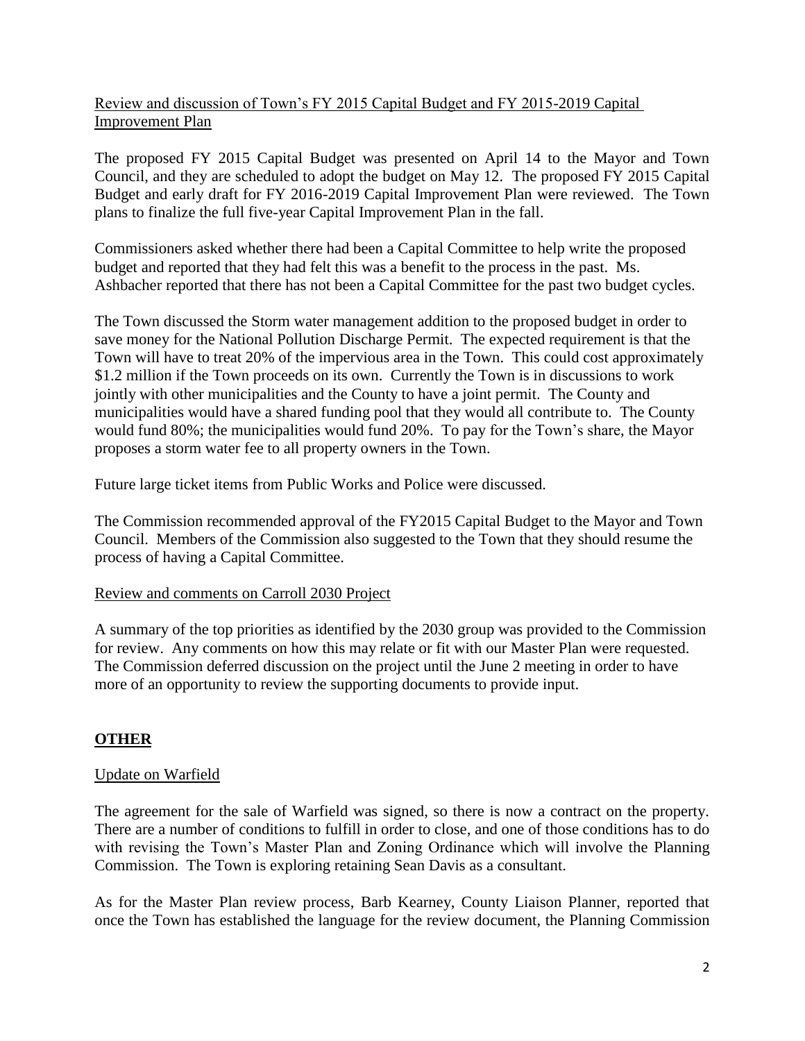Review and discussion of Town's FY 2015 Capital Budget and FY 2015-2019 Capital Improvement Plan

The proposed FY 2015 Capital Budget was presented on April 14 to the Mayor and Town Council, and they are scheduled to adopt the budget on May 12. The proposed FY 2015 Capital Budget and early draft for FY 2016-2019 Capital Improvement Plan were reviewed. The Town plans to finalize the full five-year Capital Improvement Plan in the fall.

Commissioners asked whether there had been a Capital Committee to help write the proposed budget and reported that they had felt this was a benefit to the process in the past. Ms. Ashbacher reported that there has not been a Capital Committee for the past two budget cycles.

The Town discussed the Storm water management addition to the proposed budget in order to save money for the National Pollution Discharge Permit. The expected requirement is that the Town will have to treat 20% of the impervious area in the Town. This could cost approximately \$1.2 million if the Town proceeds on its own. Currently the Town is in discussions to work jointly with other municipalities and the County to have a joint permit. The County and municipalities would have a shared funding pool that they would all contribute to. The County would fund 80%; the municipalities would fund 20%. To pay for the Town's share, the Mayor proposes a storm water fee to all property owners in the Town.

Future large ticket items from Public Works and Police were discussed.

The Commission recommended approval of the FY2015 Capital Budget to the Mayor and Town Council. Members of the Commission also suggested to the Town that they should resume the process of having a Capital Committee.

Review and comments on Carroll 2030 Project

A summary of the top priorities as identified by the 2030 group was provided to the Commission for review. Any comments on how this may relate or fit with our Master Plan were requested. The Commission deferred discussion on the project until the June 2 meeting in order to have more of an opportunity to review the supporting documents to provide input.

## OTHER

Update on Warfield

The agreement for the sale of Warfield was signed, so there is now a contract on the property. There are a number of conditions to fulfill in order to close, and one of those conditions has to do with revising the Town's Master Plan and Zoning Ordinance which will involve the Planning Commission. The Town is exploring retaining Sean Davis as a consultant.

As for the Master Plan review process, Barb Kearney, County Liaison Planner, reported that once the Town has established the language for the review document, the Planning Commission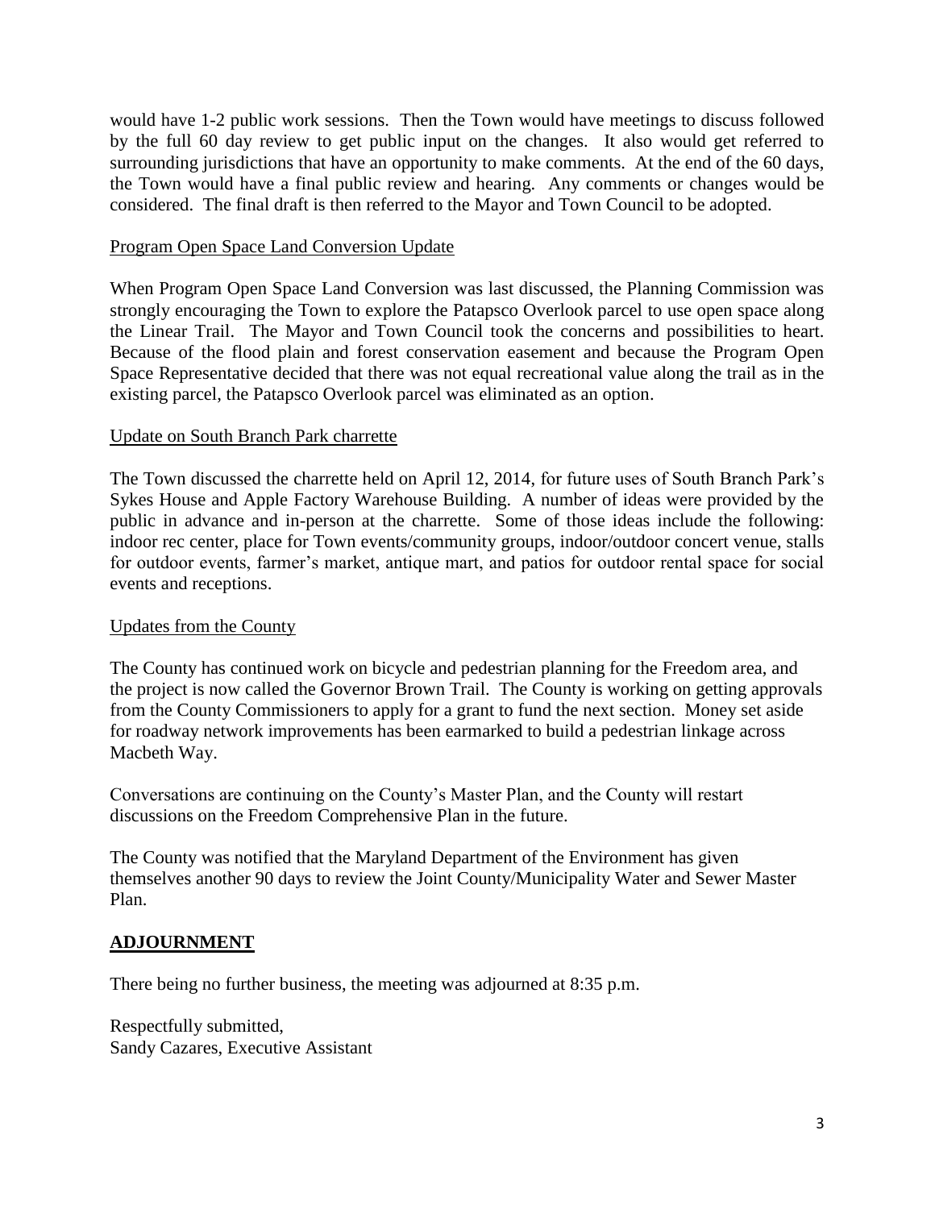would have 1-2 public work sessions. Then the Town would have meetings to discuss followed by the full 60 day review to get public input on the changes. It also would get referred to surrounding jurisdictions that have an opportunity to make comments. At the end of the 60 days, the Town would have a final public review and hearing. Any comments or changes would be considered. The final draft is then referred to the Mayor and Town Council to be adopted.

<u>Program Open Space Land Conversion Update</u>

When Program Open Space Land Conversion was last discussed, the Planning Commission was strongly encouraging the Town to explore the Patapsco Overlook parcel to use open space along the Linear Trail. The Mayor and Town Council took the concerns and possibilities to heart. Because of the flood plain and forest conservation easement and because the Program Open Space Representative decided that there was not equal recreational value along the trail as in the existing parcel, the Patapsco Overlook parcel was eliminated as an option.

<u>Update on South Branch Park charrette</u>

The Town discussed the charrette held on April 12, 2014, for future uses of South Branch Park's Sykes House and Apple Factory Warehouse Building. A number of ideas were provided by the public in advance and in-person at the charrette. Some of those ideas include the following: indoor rec center, place for Town events/community groups, indoor/outdoor concert venue, stalls for outdoor events, farmer's market, antique mart, and patios for outdoor rental space for social events and receptions.

<u>Updates from the County</u>

The County has continued work on bicycle and pedestrian planning for the Freedom area, and the project is now called the Governor Brown Trail. The County is working on getting approvals from the County Commissioners to apply for a grant to fund the next section. Money set aside for roadway network improvements has been earmarked to build a pedestrian linkage across Macbeth Way.

Conversations are continuing on the County's Master Plan, and the County will restart discussions on the Freedom Comprehensive Plan in the future.

The County was notified that the Maryland Department of the Environment has given themselves another 90 days to review the Joint County/Municipality Water and Sewer Master Plan.

## **<u>ADJOURNMENT</u>**

There being no further business, the meeting was adjourned at 8:35 p.m.

Respectfully submitted,
Sandy Cazares, Executive Assistant